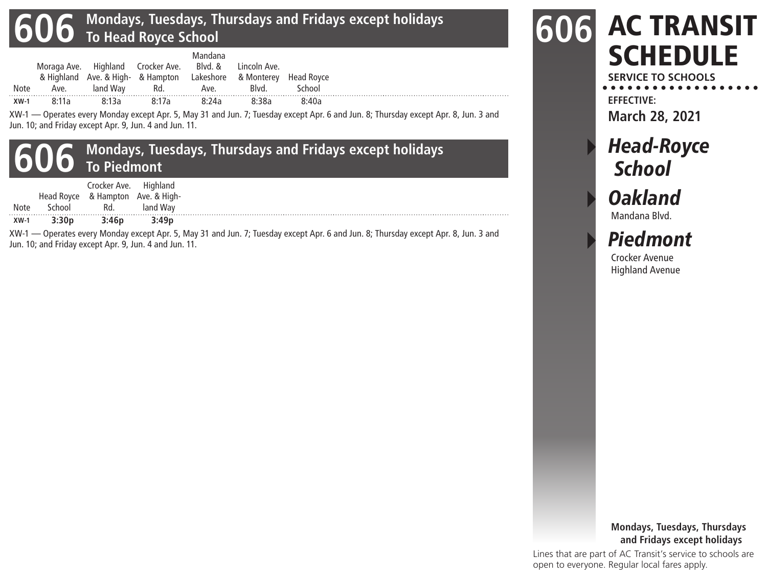# 606 Mondays, Tuesdays, Thursdays and Fridays except holidays To Head Royce School

| Note | Moraga Ave. & Highland Ave. | Highland Ave. & Highland Way | Crocker Ave. & Hampton Rd. | Mandana Blvd. & Lakeshore Ave. | Lincoln Ave. & Monterey Blvd. | Head Royce School |
|---|---|---|---|---|---|---|
| XW-1 | 8:11a | 8:13a | 8:17a | 8:24a | 8:38a | 8:40a |

XW-1 — Operates every Monday except Apr. 5, May 31 and Jun. 7; Tuesday except Apr. 6 and Jun. 8; Thursday except Apr. 8, Jun. 3 and Jun. 10; and Friday except Apr. 9, Jun. 4 and Jun. 11.

# 606 Mondays, Tuesdays, Thursdays and Fridays except holidays To Piedmont

| Note | Head Royce School | Crocker Ave. & Hampton Rd. | Highland Ave. & Highland Way |
|---|---|---|---|
| XW-1 | **3:30p** | **3:46p** | **3:49p** |

XW-1 — Operates every Monday except Apr. 5, May 31 and Jun. 7; Tuesday except Apr. 6 and Jun. 8; Thursday except Apr. 8, Jun. 3 and Jun. 10; and Friday except Apr. 9, Jun. 4 and Jun. 11.

# 606 AC TRANSIT SCHEDULE

**SERVICE TO SCHOOLS**

**EFFECTIVE:**
**March 28, 2021**

## *Head-Royce School*

## *Oakland*
Mandana Blvd.

## *Piedmont*
Crocker Avenue
Highland Avenue

**Mondays, Tuesdays, Thursdays and Fridays except holidays**

Lines that are part of AC Transit's service to schools are open to everyone. Regular local fares apply.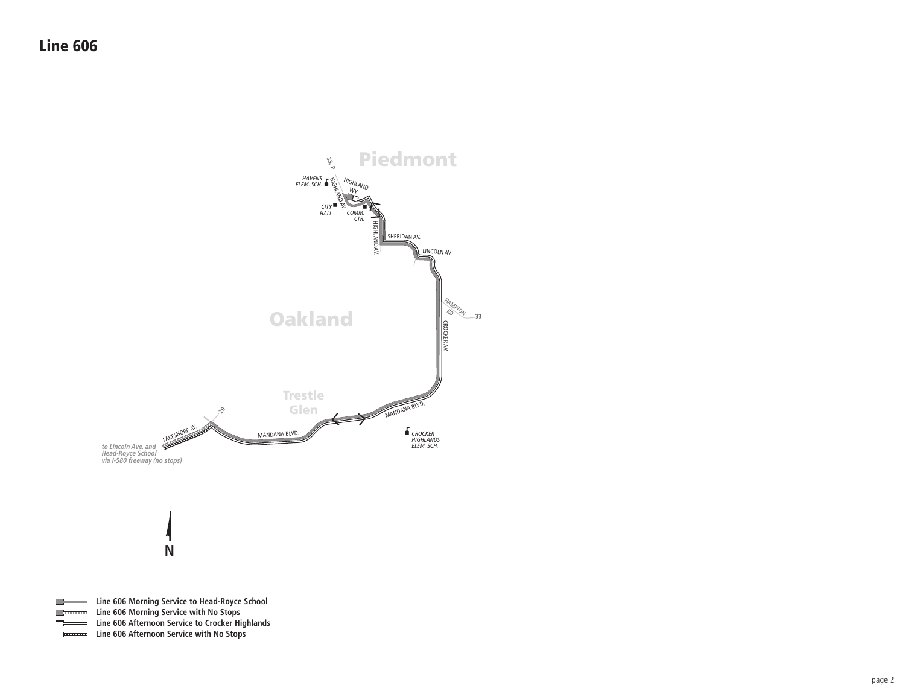# Line 606

Piedmont

33, P

HAVENS ELEM. SCH.

HIGHLAND AV.

HIGHLAND WY.

CITY HALL

COMM. CTR.

HIGHLAND AV.

SHERIDAN AV.

LINCOLN AV.

Oakland

HAMPTON RD.

33

CROCKER AV.

Trestle Glen

MANDANA BLVD.

29

LAKESHORE AV.

MANDANA BLVD.

CROCKER HIGHLANDS ELEM. SCH.

*to Lincoln Ave. and Head-Royce School via I-580 freeway (no stops)*

N

**Line 606 Morning Service to Head-Royce School**
**Line 606 Morning Service with No Stops**
**Line 606 Afternoon Service to Crocker Highlands**
**Line 606 Afternoon Service with No Stops**